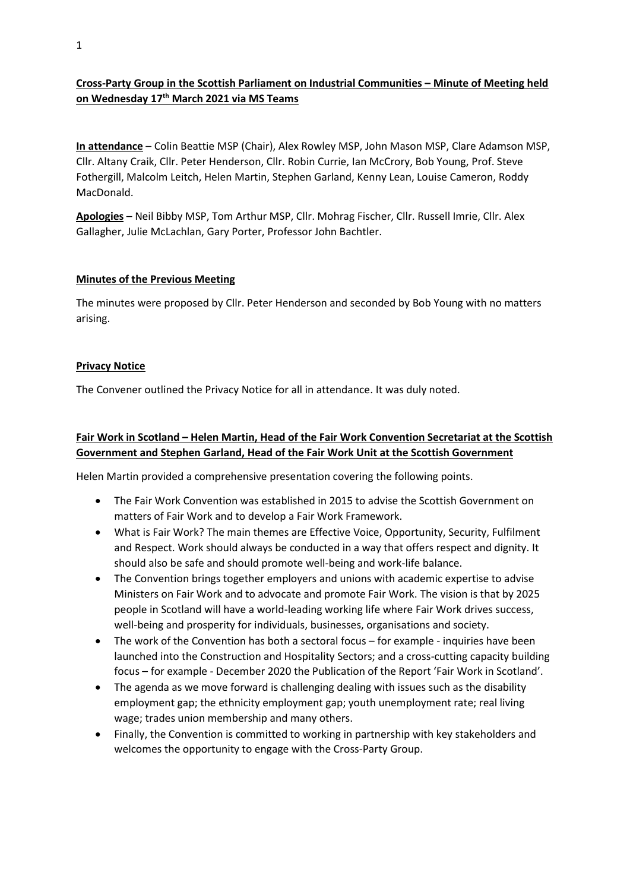**Cross-Party Group in the Scottish Parliament on Industrial Communities – Minute of Meeting held on Wednesday 17th March 2021 via MS Teams**

**In attendance** – Colin Beattie MSP (Chair), Alex Rowley MSP, John Mason MSP, Clare Adamson MSP, Cllr. Altany Craik, Cllr. Peter Henderson, Cllr. Robin Currie, Ian McCrory, Bob Young, Prof. Steve Fothergill, Malcolm Leitch, Helen Martin, Stephen Garland, Kenny Lean, Louise Cameron, Roddy MacDonald.

**Apologies** – Neil Bibby MSP, Tom Arthur MSP, Cllr. Mohrag Fischer, Cllr. Russell Imrie, Cllr. Alex Gallagher, Julie McLachlan, Gary Porter, Professor John Bachtler.

**Minutes of the Previous Meeting**

The minutes were proposed by Cllr. Peter Henderson and seconded by Bob Young with no matters arising.

**Privacy Notice**

The Convener outlined the Privacy Notice for all in attendance. It was duly noted.

**Fair Work in Scotland – Helen Martin, Head of the Fair Work Convention Secretariat at the Scottish Government and Stephen Garland, Head of the Fair Work Unit at the Scottish Government**

Helen Martin provided a comprehensive presentation covering the following points.

- The Fair Work Convention was established in 2015 to advise the Scottish Government on matters of Fair Work and to develop a Fair Work Framework.
- What is Fair Work? The main themes are Effective Voice, Opportunity, Security, Fulfilment and Respect. Work should always be conducted in a way that offers respect and dignity. It should also be safe and should promote well-being and work-life balance.
- The Convention brings together employers and unions with academic expertise to advise Ministers on Fair Work and to advocate and promote Fair Work. The vision is that by 2025 people in Scotland will have a world-leading working life where Fair Work drives success, well-being and prosperity for individuals, businesses, organisations and society.
- The work of the Convention has both a sectoral focus – for example - inquiries have been launched into the Construction and Hospitality Sectors; and a cross-cutting capacity building focus – for example - December 2020 the Publication of the Report 'Fair Work in Scotland'.
- The agenda as we move forward is challenging dealing with issues such as the disability employment gap; the ethnicity employment gap; youth unemployment rate; real living wage; trades union membership and many others.
- Finally, the Convention is committed to working in partnership with key stakeholders and welcomes the opportunity to engage with the Cross-Party Group.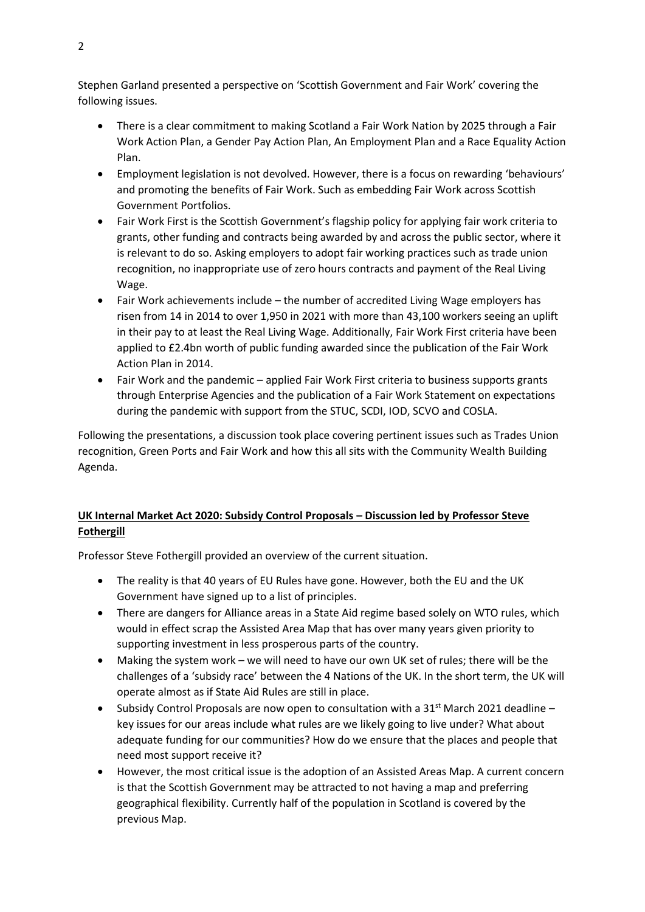Stephen Garland presented a perspective on 'Scottish Government and Fair Work' covering the following issues.

- There is a clear commitment to making Scotland a Fair Work Nation by 2025 through a Fair Work Action Plan, a Gender Pay Action Plan, An Employment Plan and a Race Equality Action Plan.
- Employment legislation is not devolved. However, there is a focus on rewarding 'behaviours' and promoting the benefits of Fair Work. Such as embedding Fair Work across Scottish Government Portfolios.
- Fair Work First is the Scottish Government's flagship policy for applying fair work criteria to grants, other funding and contracts being awarded by and across the public sector, where it is relevant to do so. Asking employers to adopt fair working practices such as trade union recognition, no inappropriate use of zero hours contracts and payment of the Real Living Wage.
- Fair Work achievements include – the number of accredited Living Wage employers has risen from 14 in 2014 to over 1,950 in 2021 with more than 43,100 workers seeing an uplift in their pay to at least the Real Living Wage. Additionally, Fair Work First criteria have been applied to £2.4bn worth of public funding awarded since the publication of the Fair Work Action Plan in 2014.
- Fair Work and the pandemic – applied Fair Work First criteria to business supports grants through Enterprise Agencies and the publication of a Fair Work Statement on expectations during the pandemic with support from the STUC, SCDI, IOD, SCVO and COSLA.

Following the presentations, a discussion took place covering pertinent issues such as Trades Union recognition, Green Ports and Fair Work and how this all sits with the Community Wealth Building Agenda.

**UK Internal Market Act 2020: Subsidy Control Proposals – Discussion led by Professor Steve Fothergill**

Professor Steve Fothergill provided an overview of the current situation.

- The reality is that 40 years of EU Rules have gone. However, both the EU and the UK Government have signed up to a list of principles.
- There are dangers for Alliance areas in a State Aid regime based solely on WTO rules, which would in effect scrap the Assisted Area Map that has over many years given priority to supporting investment in less prosperous parts of the country.
- Making the system work – we will need to have our own UK set of rules; there will be the challenges of a 'subsidy race' between the 4 Nations of the UK. In the short term, the UK will operate almost as if State Aid Rules are still in place.
- Subsidy Control Proposals are now open to consultation with a 31st March 2021 deadline – key issues for our areas include what rules are we likely going to live under? What about adequate funding for our communities? How do we ensure that the places and people that need most support receive it?
- However, the most critical issue is the adoption of an Assisted Areas Map. A current concern is that the Scottish Government may be attracted to not having a map and preferring geographical flexibility. Currently half of the population in Scotland is covered by the previous Map.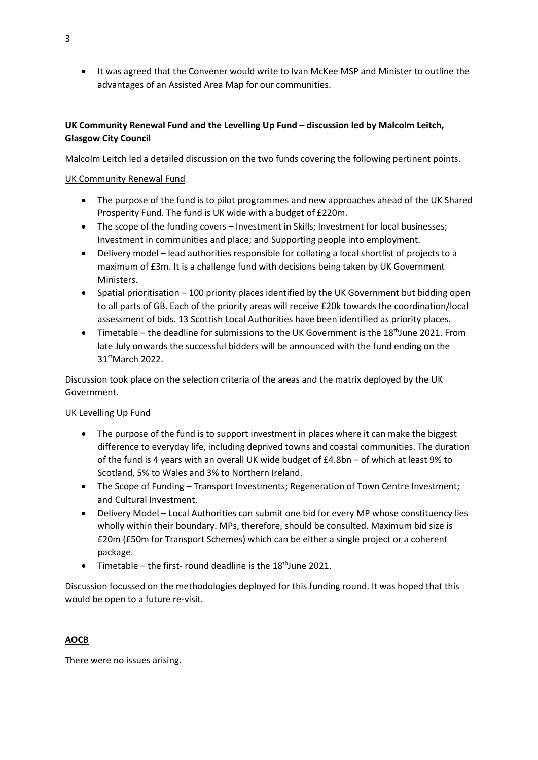- It was agreed that the Convener would write to Ivan McKee MSP and Minister to outline the advantages of an Assisted Area Map for our communities.

**UK Community Renewal Fund and the Levelling Up Fund – discussion led by Malcolm Leitch, Glasgow City Council**

Malcolm Leitch led a detailed discussion on the two funds covering the following pertinent points.

UK Community Renewal Fund

- The purpose of the fund is to pilot programmes and new approaches ahead of the UK Shared Prosperity Fund. The fund is UK wide with a budget of £220m.
- The scope of the funding covers – Investment in Skills; Investment for local businesses; Investment in communities and place; and Supporting people into employment.
- Delivery model – lead authorities responsible for collating a local shortlist of projects to a maximum of £3m. It is a challenge fund with decisions being taken by UK Government Ministers.
- Spatial prioritisation – 100 priority places identified by the UK Government but bidding open to all parts of GB. Each of the priority areas will receive £20k towards the coordination/local assessment of bids. 13 Scottish Local Authorities have been identified as priority places.
- Timetable – the deadline for submissions to the UK Government is the 18th June 2021. From late July onwards the successful bidders will be announced with the fund ending on the 31st March 2022.

Discussion took place on the selection criteria of the areas and the matrix deployed by the UK Government.

UK Levelling Up Fund

- The purpose of the fund is to support investment in places where it can make the biggest difference to everyday life, including deprived towns and coastal communities. The duration of the fund is 4 years with an overall UK wide budget of £4.8bn – of which at least 9% to Scotland, 5% to Wales and 3% to Northern Ireland.
- The Scope of Funding – Transport Investments; Regeneration of Town Centre Investment; and Cultural Investment.
- Delivery Model – Local Authorities can submit one bid for every MP whose constituency lies wholly within their boundary. MPs, therefore, should be consulted. Maximum bid size is £20m (£50m for Transport Schemes) which can be either a single project or a coherent package.
- Timetable – the first- round deadline is the 18th June 2021.

Discussion focussed on the methodologies deployed for this funding round. It was hoped that this would be open to a future re-visit.

**AOCB**

There were no issues arising.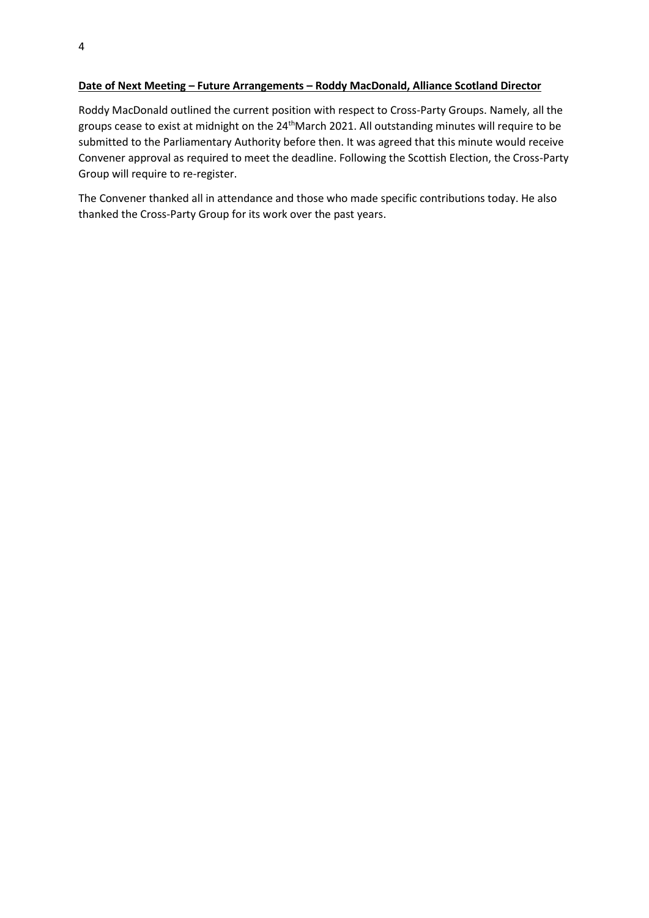**Date of Next Meeting – Future Arrangements – Roddy MacDonald, Alliance Scotland Director**

Roddy MacDonald outlined the current position with respect to Cross-Party Groups. Namely, all the groups cease to exist at midnight on the 24th March 2021. All outstanding minutes will require to be submitted to the Parliamentary Authority before then. It was agreed that this minute would receive Convener approval as required to meet the deadline. Following the Scottish Election, the Cross-Party Group will require to re-register.

The Convener thanked all in attendance and those who made specific contributions today. He also thanked the Cross-Party Group for its work over the past years.